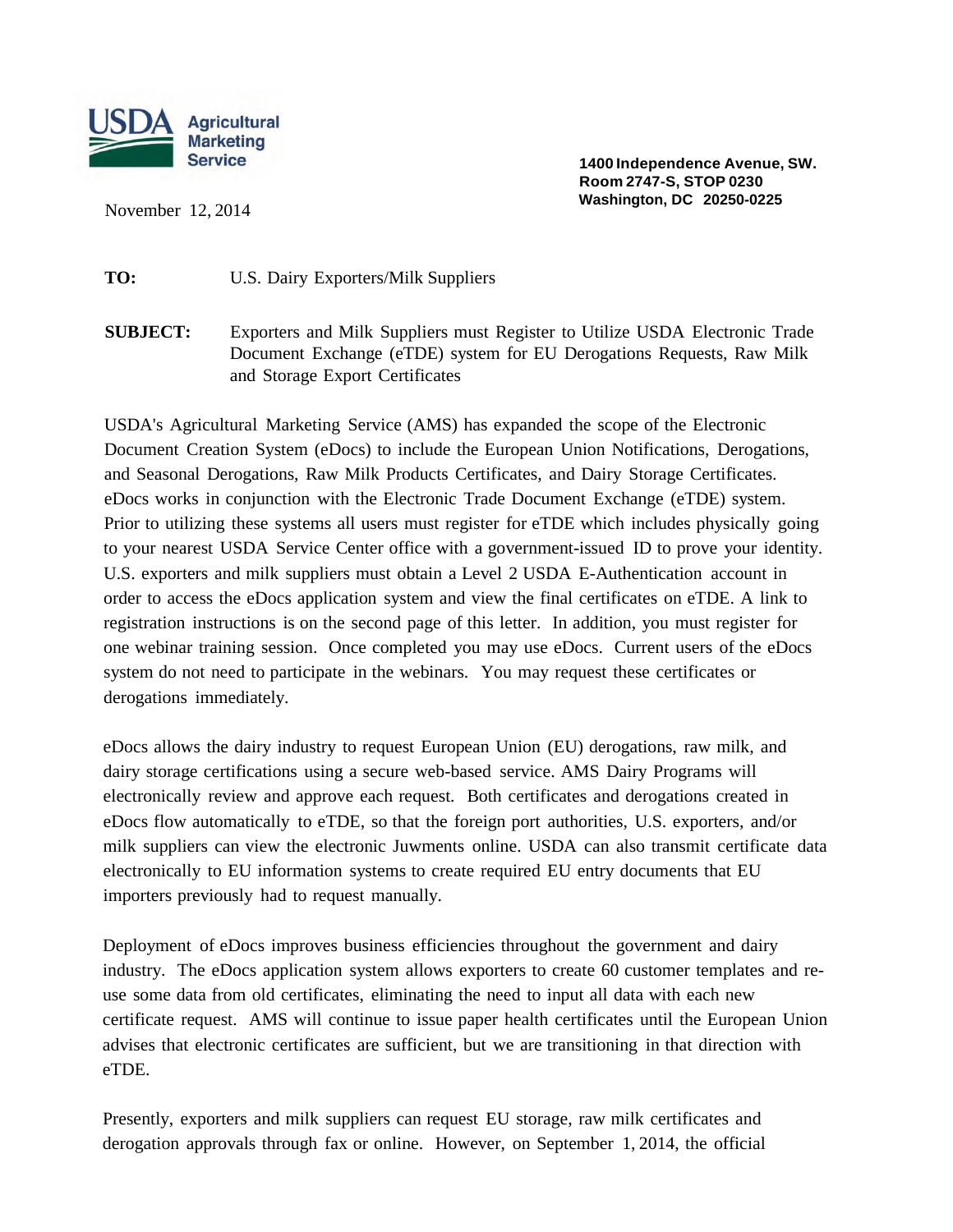USDA Agricultural Marketing Service

1400 Independence Avenue, SW.
Room 2747-S, STOP 0230
Washington, DC 20250-0225

November 12, 2014

**TO:** U.S. Dairy Exporters/Milk Suppliers

**SUBJECT:** Exporters and Milk Suppliers must Register to Utilize USDA Electronic Trade Document Exchange (eTDE) system for EU Derogations Requests, Raw Milk and Storage Export Certificates

USDA's Agricultural Marketing Service (AMS) has expanded the scope of the Electronic Document Creation System (eDocs) to include the European Union Notifications, Derogations, and Seasonal Derogations, Raw Milk Products Certificates, and Dairy Storage Certificates. eDocs works in conjunction with the Electronic Trade Document Exchange (eTDE) system. Prior to utilizing these systems all users must register for eTDE which includes physically going to your nearest USDA Service Center office with a government-issued ID to prove your identity. U.S. exporters and milk suppliers must obtain a Level 2 USDA E-Authentication account in order to access the eDocs application system and view the final certificates on eTDE. A link to registration instructions is on the second page of this letter. In addition, you must register for one webinar training session. Once completed you may use eDocs. Current users of the eDocs system do not need to participate in the webinars. You may request these certificates or derogations immediately.

eDocs allows the dairy industry to request European Union (EU) derogations, raw milk, and dairy storage certifications using a secure web-based service. AMS Dairy Programs will electronically review and approve each request. Both certificates and derogations created in eDocs flow automatically to eTDE, so that the foreign port authorities, U.S. exporters, and/or milk suppliers can view the electronic Juwments online. USDA can also transmit certificate data electronically to EU information systems to create required EU entry documents that EU importers previously had to request manually.

Deployment of eDocs improves business efficiencies throughout the government and dairy industry. The eDocs application system allows exporters to create 60 customer templates and re-use some data from old certificates, eliminating the need to input all data with each new certificate request. AMS will continue to issue paper health certificates until the European Union advises that electronic certificates are sufficient, but we are transitioning in that direction with eTDE.

Presently, exporters and milk suppliers can request EU storage, raw milk certificates and derogation approvals through fax or online. However, on September 1, 2014, the official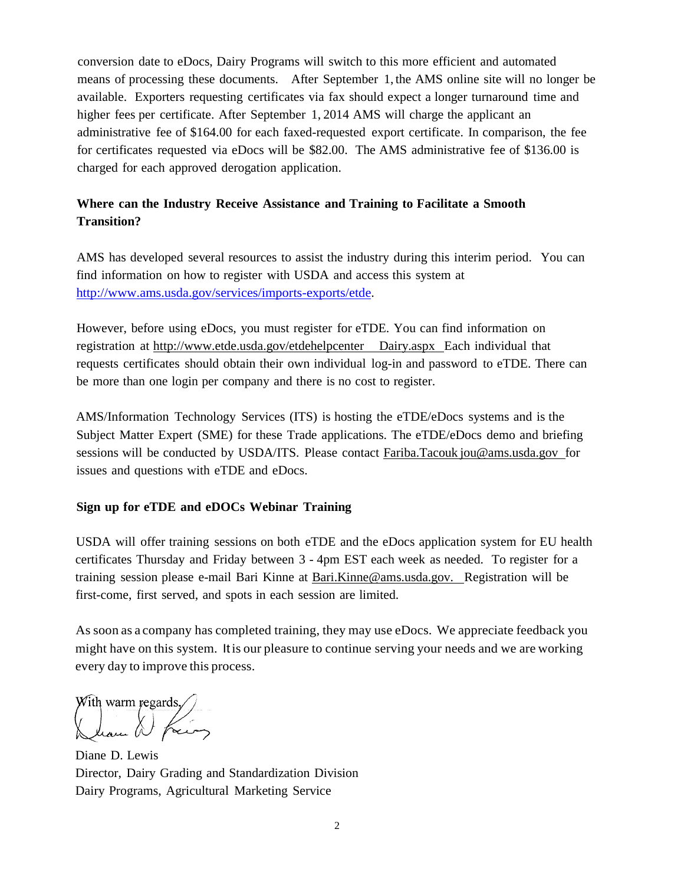conversion date to eDocs, Dairy Programs will switch to this more efficient and automated means of processing these documents. After September 1, the AMS online site will no longer be available. Exporters requesting certificates via fax should expect a longer turnaround time and higher fees per certificate. After September 1, 2014 AMS will charge the applicant an administrative fee of $164.00 for each faxed-requested export certificate. In comparison, the fee for certificates requested via eDocs will be $82.00. The AMS administrative fee of $136.00 is charged for each approved derogation application.

**Where can the Industry Receive Assistance and Training to Facilitate a Smooth Transition?**

AMS has developed several resources to assist the industry during this interim period. You can find information on how to register with USDA and access this system at http://www.ams.usda.gov/services/imports-exports/etde.

However, before using eDocs, you must register for eTDE. You can find information on registration at http://www.etde.usda.gov/etdehelpcenter Dairy.aspx Each individual that requests certificates should obtain their own individual log-in and password to eTDE. There can be more than one login per company and there is no cost to register.

AMS/Information Technology Services (ITS) is hosting the eTDE/eDocs systems and is the Subject Matter Expert (SME) for these Trade applications. The eTDE/eDocs demo and briefing sessions will be conducted by USDA/ITS. Please contact Fariba.Tacouk jou@ams.usda.gov for issues and questions with eTDE and eDocs.

**Sign up for eTDE and eDOCs Webinar Training**

USDA will offer training sessions on both eTDE and the eDocs application system for EU health certificates Thursday and Friday between 3 - 4pm EST each week as needed. To register for a training session please e-mail Bari Kinne at Bari.Kinne@ams.usda.gov. Registration will be first-come, first served, and spots in each session are limited.

As soon as a company has completed training, they may use eDocs. We appreciate feedback you might have on this system. It is our pleasure to continue serving your needs and we are working every day to improve this process.

With warm regards,

Diane D. Lewis
Director, Dairy Grading and Standardization Division
Dairy Programs, Agricultural Marketing Service